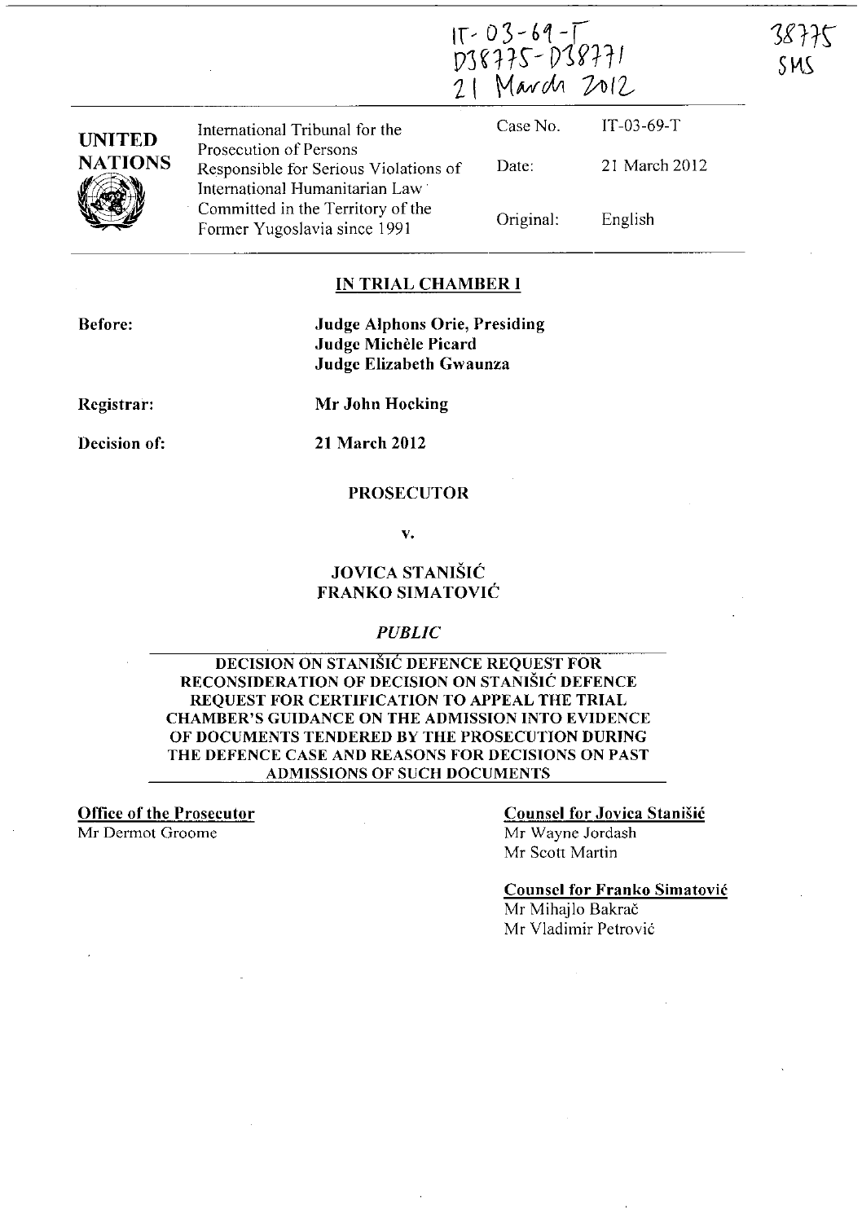IT-03-69-T
D38775-D38771
21 March 2012

38775
SMS

| UNITED NATIONS | International Tribunal for the Prosecution of Persons Responsible for Serious Violations of International Humanitarian Law Committed in the Territory of the Former Yugoslavia since 1991 | Case No. | IT-03-69-T |
|---|---|---|---|
| | | Date: | 21 March 2012 |
| | | Original: | English |

## IN TRIAL CHAMBER I

**Before:** **Judge Alphons Orie, Presiding**
**Judge Michèle Picard**
**Judge Elizabeth Gwaunza**

**Registrar:** **Mr John Hocking**

**Decision of:** **21 March 2012**

**PROSECUTOR**

**v.**

**JOVICA STANIŠIĆ**
**FRANKO SIMATOVIĆ**

***PUBLIC***

**DECISION ON STANIŠIĆ DEFENCE REQUEST FOR RECONSIDERATION OF DECISION ON STANIŠIĆ DEFENCE REQUEST FOR CERTIFICATION TO APPEAL THE TRIAL CHAMBER'S GUIDANCE ON THE ADMISSION INTO EVIDENCE OF DOCUMENTS TENDERED BY THE PROSECUTION DURING THE DEFENCE CASE AND REASONS FOR DECISIONS ON PAST ADMISSIONS OF SUCH DOCUMENTS**

**Office of the Prosecutor**
Mr Dermot Groome

**Counsel for Jovica Stanišić**
Mr Wayne Jordash
Mr Scott Martin

**Counsel for Franko Simatović**
Mr Mihajlo Bakrač
Mr Vladimir Petrović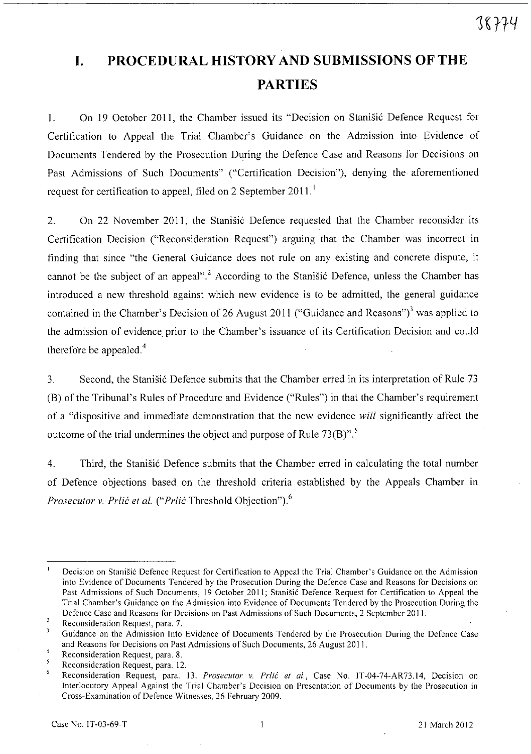# I. PROCEDURAL HISTORY AND SUBMISSIONS OF THE PARTIES

1. On 19 October 2011, the Chamber issued its "Decision on Stanišić Defence Request for Certification to Appeal the Trial Chamber's Guidance on the Admission into Evidence of Documents Tendered by the Prosecution During the Defence Case and Reasons for Decisions on Past Admissions of Such Documents" ("Certification Decision"), denying the aforementioned request for certification to appeal, filed on 2 September 2011.[1]

2. On 22 November 2011, the Stanišić Defence requested that the Chamber reconsider its Certification Decision ("Reconsideration Request") arguing that the Chamber was incorrect in finding that since "the General Guidance does not rule on any existing and concrete dispute, it cannot be the subject of an appeal".[2] According to the Stanišić Defence, unless the Chamber has introduced a new threshold against which new evidence is to be admitted, the general guidance contained in the Chamber's Decision of 26 August 2011 ("Guidance and Reasons")[3] was applied to the admission of evidence prior to the Chamber's issuance of its Certification Decision and could therefore be appealed.[4]

3. Second, the Stanišić Defence submits that the Chamber erred in its interpretation of Rule 73 (B) of the Tribunal's Rules of Procedure and Evidence ("Rules") in that the Chamber's requirement of a "dispositive and immediate demonstration that the new evidence *will* significantly affect the outcome of the trial undermines the object and purpose of Rule 73(B)".[5]

4. Third, the Stanišić Defence submits that the Chamber erred in calculating the total number of Defence objections based on the threshold criteria established by the Appeals Chamber in *Prosecutor v. Prlić et al.* ("*Prlić* Threshold Objection").[6]

---

[1] Decision on Stanišić Defence Request for Certification to Appeal the Trial Chamber's Guidance on the Admission into Evidence of Documents Tendered by the Prosecution During the Defence Case and Reasons for Decisions on Past Admissions of Such Documents, 19 October 2011; Stanišić Defence Request for Certification to Appeal the Trial Chamber's Guidance on the Admission into Evidence of Documents Tendered by the Prosecution During the Defence Case and Reasons for Decisions on Past Admissions of Such Documents, 2 September 2011.

[2] Reconsideration Request, para. 7.

[3] Guidance on the Admission Into Evidence of Documents Tendered by the Prosecution During the Defence Case and Reasons for Decisions on Past Admissions of Such Documents, 26 August 2011.

[4] Reconsideration Request, para. 8.

[5] Reconsideration Request, para. 12.

[6] Reconsideration Request, para. 13. *Prosecutor v. Prlić et al.*, Case No. IT-04-74-AR73.14, Decision on Interlocutory Appeal Against the Trial Chamber's Decision on Presentation of Documents by the Prosecution in Cross-Examination of Defence Witnesses, 26 February 2009.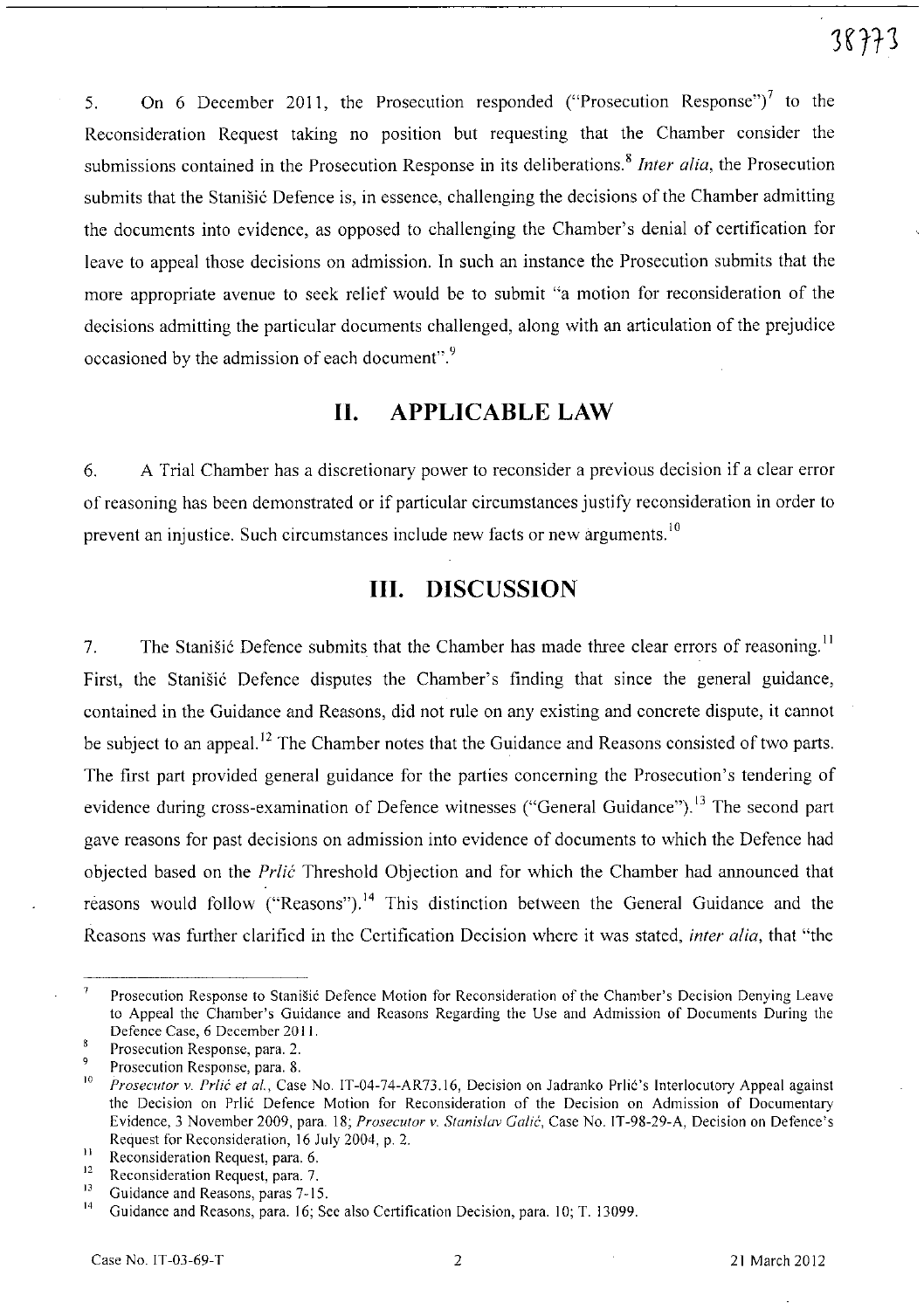5. On 6 December 2011, the Prosecution responded ("Prosecution Response")[7] to the Reconsideration Request taking no position but requesting that the Chamber consider the submissions contained in the Prosecution Response in its deliberations.[8] *Inter alia*, the Prosecution submits that the Stanišić Defence is, in essence, challenging the decisions of the Chamber admitting the documents into evidence, as opposed to challenging the Chamber's denial of certification for leave to appeal those decisions on admission. In such an instance the Prosecution submits that the more appropriate avenue to seek relief would be to submit "a motion for reconsideration of the decisions admitting the particular documents challenged, along with an articulation of the prejudice occasioned by the admission of each document".[9]

## II. APPLICABLE LAW

6. A Trial Chamber has a discretionary power to reconsider a previous decision if a clear error of reasoning has been demonstrated or if particular circumstances justify reconsideration in order to prevent an injustice. Such circumstances include new facts or new arguments.[10]

## III. DISCUSSION

7. The Stanišić Defence submits that the Chamber has made three clear errors of reasoning.[11] First, the Stanišić Defence disputes the Chamber's finding that since the general guidance, contained in the Guidance and Reasons, did not rule on any existing and concrete dispute, it cannot be subject to an appeal.[12] The Chamber notes that the Guidance and Reasons consisted of two parts. The first part provided general guidance for the parties concerning the Prosecution's tendering of evidence during cross-examination of Defence witnesses ("General Guidance").[13] The second part gave reasons for past decisions on admission into evidence of documents to which the Defence had objected based on the *Prlić* Threshold Objection and for which the Chamber had announced that reasons would follow ("Reasons").[14] This distinction between the General Guidance and the Reasons was further clarified in the Certification Decision where it was stated, *inter alia*, that "the

---

[7] Prosecution Response to Stanišić Defence Motion for Reconsideration of the Chamber's Decision Denying Leave to Appeal the Chamber's Guidance and Reasons Regarding the Use and Admission of Documents During the Defence Case, 6 December 2011.

[8] Prosecution Response, para. 2.

[9] Prosecution Response, para. 8.

[10] *Prosecutor v. Prlić et al.*, Case No. IT-04-74-AR73.16, Decision on Jadranko Prlić's Interlocutory Appeal against the Decision on Prlić Defence Motion for Reconsideration of the Decision on Admission of Documentary Evidence, 3 November 2009, para. 18; *Prosecutor v. Stanislav Galić*, Case No. IT-98-29-A, Decision on Defence's Request for Reconsideration, 16 July 2004, p. 2.

[11] Reconsideration Request, para. 6.

[12] Reconsideration Request, para. 7.

[13] Guidance and Reasons, paras 7-15.

[14] Guidance and Reasons, para. 16; See also Certification Decision, para. 10; T. 13099.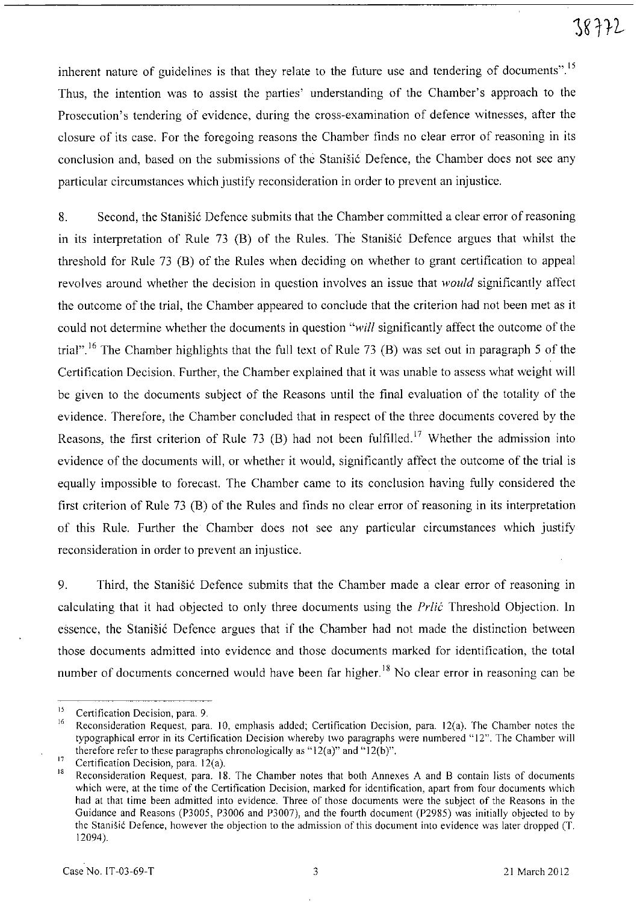inherent nature of guidelines is that they relate to the future use and tendering of documents".[15] Thus, the intention was to assist the parties' understanding of the Chamber's approach to the Prosecution's tendering of evidence, during the cross-examination of defence witnesses, after the closure of its case. For the foregoing reasons the Chamber finds no clear error of reasoning in its conclusion and, based on the submissions of the Stanišić Defence, the Chamber does not see any particular circumstances which justify reconsideration in order to prevent an injustice.

8. Second, the Stanišić Defence submits that the Chamber committed a clear error of reasoning in its interpretation of Rule 73 (B) of the Rules. The Stanišić Defence argues that whilst the threshold for Rule 73 (B) of the Rules when deciding on whether to grant certification to appeal revolves around whether the decision in question involves an issue that *would* significantly affect the outcome of the trial, the Chamber appeared to conclude that the criterion had not been met as it could not determine whether the documents in question "*will* significantly affect the outcome of the trial".[16] The Chamber highlights that the full text of Rule 73 (B) was set out in paragraph 5 of the Certification Decision. Further, the Chamber explained that it was unable to assess what weight will be given to the documents subject of the Reasons until the final evaluation of the totality of the evidence. Therefore, the Chamber concluded that in respect of the three documents covered by the Reasons, the first criterion of Rule 73 (B) had not been fulfilled.[17] Whether the admission into evidence of the documents will, or whether it would, significantly affect the outcome of the trial is equally impossible to forecast. The Chamber came to its conclusion having fully considered the first criterion of Rule 73 (B) of the Rules and finds no clear error of reasoning in its interpretation of this Rule. Further the Chamber does not see any particular circumstances which justify reconsideration in order to prevent an injustice.

9. Third, the Stanišić Defence submits that the Chamber made a clear error of reasoning in calculating that it had objected to only three documents using the *Prlić* Threshold Objection. In essence, the Stanišić Defence argues that if the Chamber had not made the distinction between those documents admitted into evidence and those documents marked for identification, the total number of documents concerned would have been far higher.[18] No clear error in reasoning can be

---

[15] Certification Decision, para. 9.

[16] Reconsideration Request, para. 10, emphasis added; Certification Decision, para. 12(a). The Chamber notes the typographical error in its Certification Decision whereby two paragraphs were numbered "12". The Chamber will therefore refer to these paragraphs chronologically as "12(a)" and "12(b)".

[17] Certification Decision, para. 12(a).

[18] Reconsideration Request, para. 18. The Chamber notes that both Annexes A and B contain lists of documents which were, at the time of the Certification Decision, marked for identification, apart from four documents which had at that time been admitted into evidence. Three of those documents were the subject of the Reasons in the Guidance and Reasons (P3005, P3006 and P3007), and the fourth document (P2985) was initially objected to by the Stanišić Defence, however the objection to the admission of this document into evidence was later dropped (T. 12094).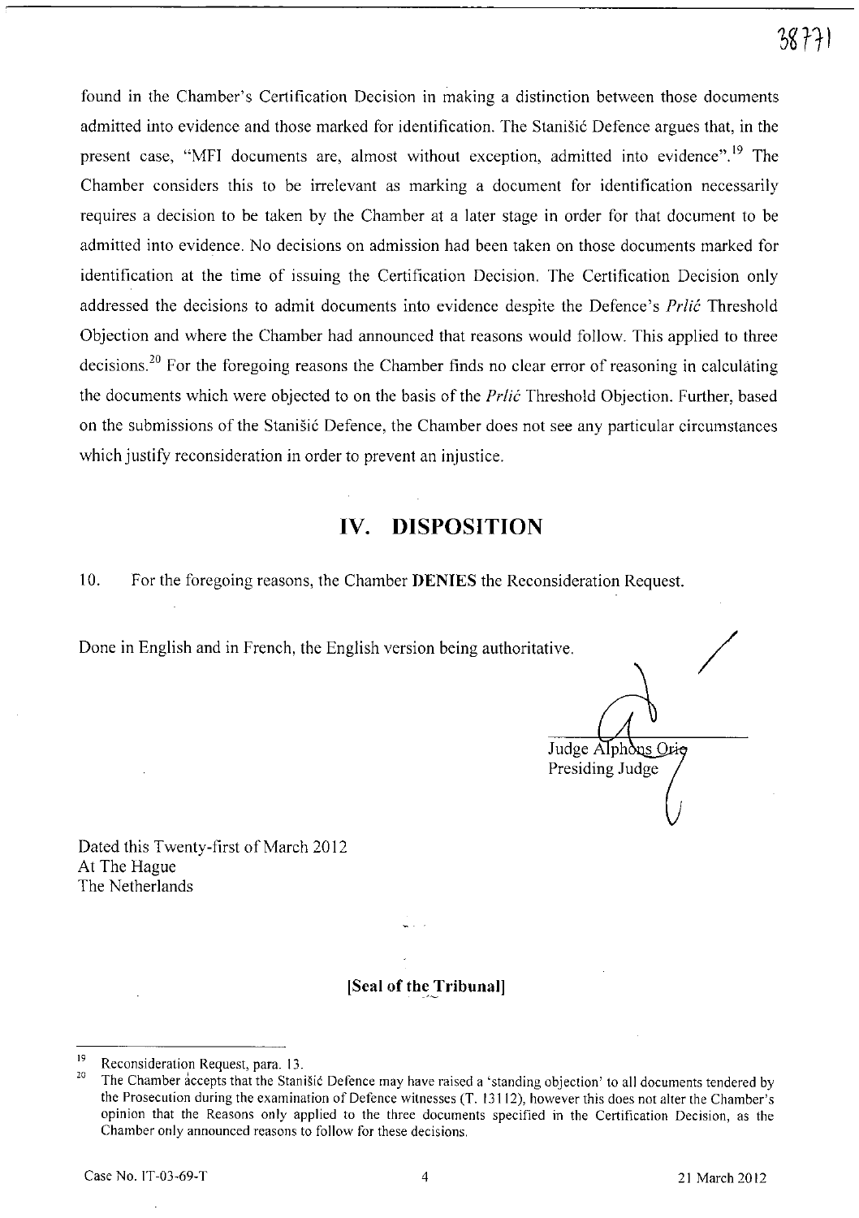found in the Chamber's Certification Decision in making a distinction between those documents admitted into evidence and those marked for identification. The Stanišić Defence argues that, in the present case, "MFI documents are, almost without exception, admitted into evidence".[19] The Chamber considers this to be irrelevant as marking a document for identification necessarily requires a decision to be taken by the Chamber at a later stage in order for that document to be admitted into evidence. No decisions on admission had been taken on those documents marked for identification at the time of issuing the Certification Decision. The Certification Decision only addressed the decisions to admit documents into evidence despite the Defence's *Prlić* Threshold Objection and where the Chamber had announced that reasons would follow. This applied to three decisions.[20] For the foregoing reasons the Chamber finds no clear error of reasoning in calculating the documents which were objected to on the basis of the *Prlić* Threshold Objection. Further, based on the submissions of the Stanišić Defence, the Chamber does not see any particular circumstances which justify reconsideration in order to prevent an injustice.

## IV. DISPOSITION

10. For the foregoing reasons, the Chamber **DENIES** the Reconsideration Request.

Done in English and in French, the English version being authoritative.

Judge Alphons Orie
Presiding Judge

Dated this Twenty-first of March 2012
At The Hague
The Netherlands

**[Seal of the Tribunal]**

---

[19] Reconsideration Request, para. 13.

[20] The Chamber accepts that the Stanišić Defence may have raised a 'standing objection' to all documents tendered by the Prosecution during the examination of Defence witnesses (T. 13112), however this does not alter the Chamber's opinion that the Reasons only applied to the three documents specified in the Certification Decision, as the Chamber only announced reasons to follow for these decisions.